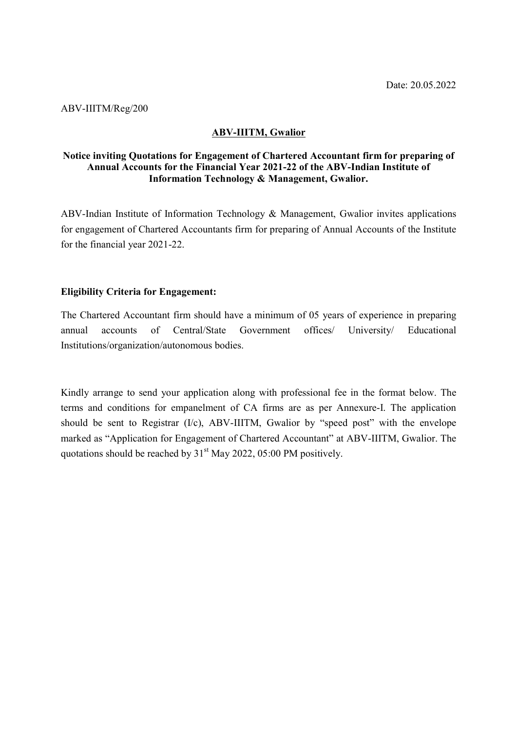Date: 20.05.2022

ABV-IIITM/Reg/200

## ABV-IIITM, Gwalior

### Notice inviting Quotations for Engagement of Chartered Accountant firm for preparing of Annual Accounts for the Financial Year 2021-22 of the ABV-Indian Institute of Information Technology & Management, Gwalior.

ABV-Indian Institute of Information Technology & Management, Gwalior invites applications for engagement of Chartered Accountants firm for preparing of Annual Accounts of the Institute for the financial year 2021-22.

**Eligibility Criteria for Engagement:**

The Chartered Accountant firm should have a minimum of 05 years of experience in preparing annual accounts of Central/State Government offices/ University/ Educational Institutions/organization/autonomous bodies.

Kindly arrange to send your application along with professional fee in the format below. The terms and conditions for empanelment of CA firms are as per Annexure-I. The application should be sent to Registrar (I/c), ABV-IIITM, Gwalior by "speed post" with the envelope marked as "Application for Engagement of Chartered Accountant" at ABV-IIITM, Gwalior. The quotations should be reached by 31st May 2022, 05:00 PM positively.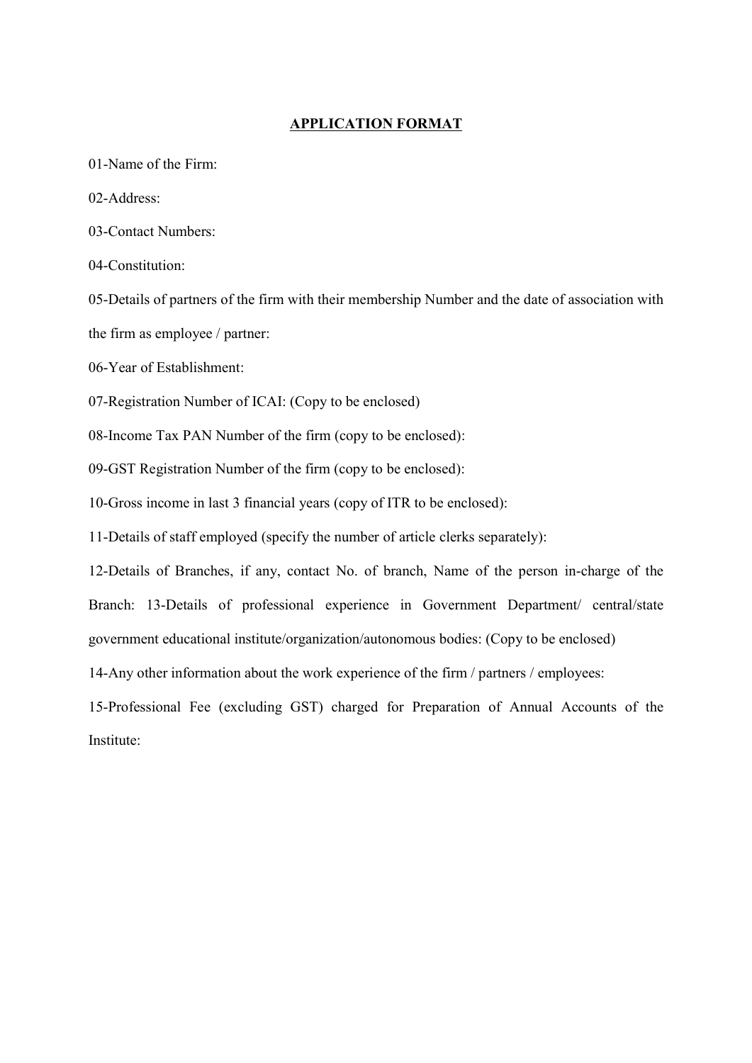# APPLICATION FORMAT

01-Name of the Firm:

02-Address:

03-Contact Numbers:

04-Constitution:

05-Details of partners of the firm with their membership Number and the date of association with the firm as employee / partner:

06-Year of Establishment:

07-Registration Number of ICAI: (Copy to be enclosed)

08-Income Tax PAN Number of the firm (copy to be enclosed):

09-GST Registration Number of the firm (copy to be enclosed):

10-Gross income in last 3 financial years (copy of ITR to be enclosed):

11-Details of staff employed (specify the number of article clerks separately):

12-Details of Branches, if any, contact No. of branch, Name of the person in-charge of the Branch: 13-Details of professional experience in Government Department/ central/state government educational institute/organization/autonomous bodies: (Copy to be enclosed)

14-Any other information about the work experience of the firm / partners / employees:

15-Professional Fee (excluding GST) charged for Preparation of Annual Accounts of the Institute: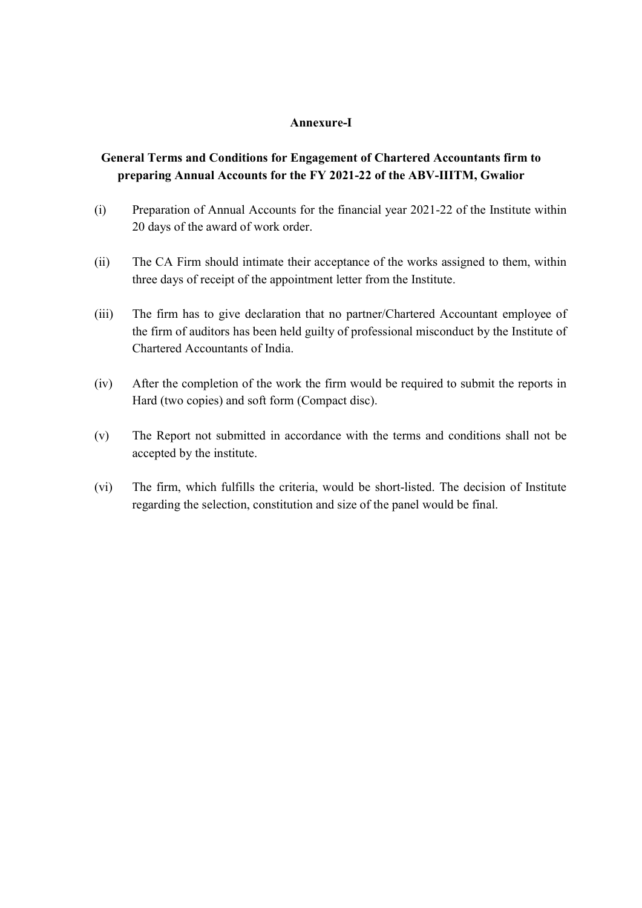**Annexure-I**

**General Terms and Conditions for Engagement of Chartered Accountants firm to preparing Annual Accounts for the FY 2021-22 of the ABV-IIITM, Gwalior**

(i) Preparation of Annual Accounts for the financial year 2021-22 of the Institute within 20 days of the award of work order.

(ii) The CA Firm should intimate their acceptance of the works assigned to them, within three days of receipt of the appointment letter from the Institute.

(iii) The firm has to give declaration that no partner/Chartered Accountant employee of the firm of auditors has been held guilty of professional misconduct by the Institute of Chartered Accountants of India.

(iv) After the completion of the work the firm would be required to submit the reports in Hard (two copies) and soft form (Compact disc).

(v) The Report not submitted in accordance with the terms and conditions shall not be accepted by the institute.

(vi) The firm, which fulfills the criteria, would be short-listed. The decision of Institute regarding the selection, constitution and size of the panel would be final.